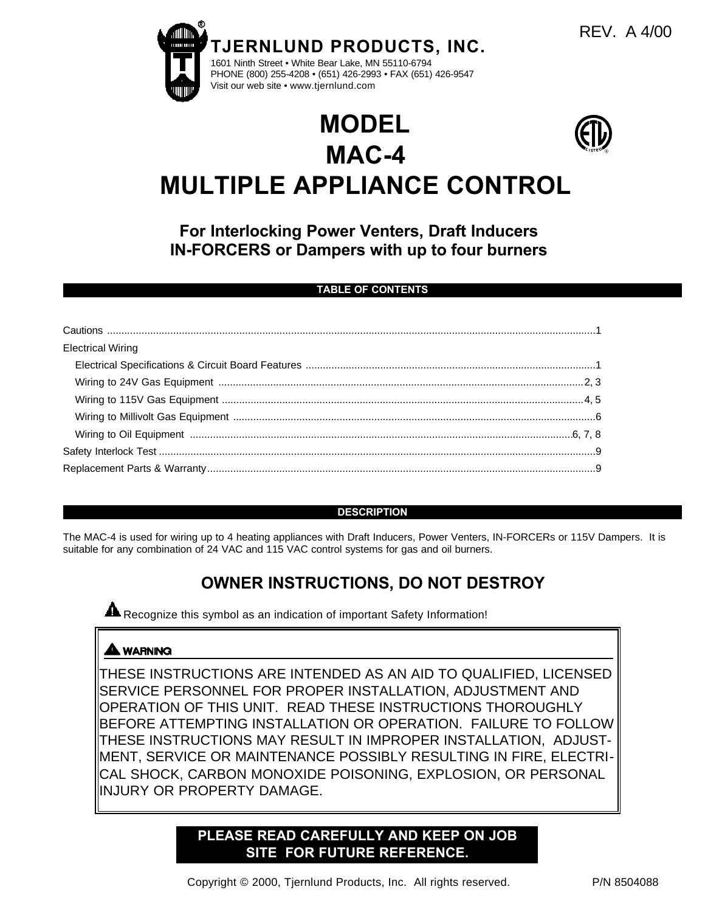REV. A 4/00

**TJERNLUND PRODUCTS, INC.**

1601 Ninth Street • White Bear Lake, MN 55110-6794
PHONE (800) 255-4208 • (651) 426-2993 • FAX (651) 426-9547
Visit our web site • www.tjernlund.com

# MODEL
# MAC-4
# MULTIPLE APPLIANCE CONTROL

## For Interlocking Power Venters, Draft Inducers IN-FORCERS or Dampers with up to four burners

### TABLE OF CONTENTS

Cautions ....................................................................................1

Electrical Wiring

- Electrical Specifications & Circuit Board Features ..................................1
- Wiring to 24V Gas Equipment ..................................................2, 3
- Wiring to 115V Gas Equipment ..................................................4, 5
- Wiring to Millivolt Gas Equipment ..................................................6
- Wiring to Oil Equipment ..................................................6, 7, 8

Safety Interlock Test ....................................................................9

Replacement Parts & Warranty ....................................................................9

### DESCRIPTION

The MAC-4 is used for wiring up to 4 heating appliances with Draft Inducers, Power Venters, IN-FORCERs or 115V Dampers. It is suitable for any combination of 24 VAC and 115 VAC control systems for gas and oil burners.

## OWNER INSTRUCTIONS, DO NOT DESTROY

⚠ Recognize this symbol as an indication of important Safety Information!

> ⚠ **WARNING**
>
> THESE INSTRUCTIONS ARE INTENDED AS AN AID TO QUALIFIED, LICENSED SERVICE PERSONNEL FOR PROPER INSTALLATION, ADJUSTMENT AND OPERATION OF THIS UNIT. READ THESE INSTRUCTIONS THOROUGHLY BEFORE ATTEMPTING INSTALLATION OR OPERATION. FAILURE TO FOLLOW THESE INSTRUCTIONS MAY RESULT IN IMPROPER INSTALLATION, ADJUSTMENT, SERVICE OR MAINTENANCE POSSIBLY RESULTING IN FIRE, ELECTRICAL SHOCK, CARBON MONOXIDE POISONING, EXPLOSION, OR PERSONAL INJURY OR PROPERTY DAMAGE.

**PLEASE READ CAREFULLY AND KEEP ON JOB SITE FOR FUTURE REFERENCE.**

Copyright © 2000, Tjernlund Products, Inc. All rights reserved. P/N 8504088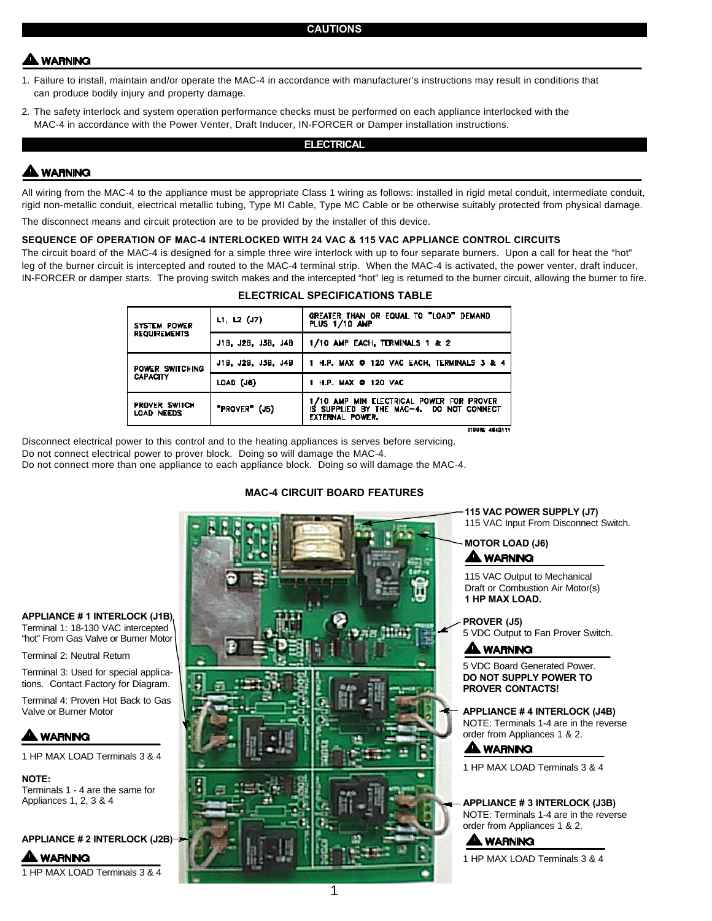## CAUTIONS

### ⚠ WARNING

1. Failure to install, maintain and/or operate the MAC-4 in accordance with manufacturer's instructions may result in conditions that can produce bodily injury and property damage.
2. The safety interlock and system operation performance checks must be performed on each appliance interlocked with the MAC-4 in accordance with the Power Venter, Draft Inducer, IN-FORCER or Damper installation instructions.

## ELECTRICAL

### ⚠ WARNING

All wiring from the MAC-4 to the appliance must be appropriate Class 1 wiring as follows: installed in rigid metal conduit, intermediate conduit, rigid non-metallic conduit, electrical metallic tubing, Type MI Cable, Type MC Cable or be otherwise suitably protected from physical damage.

The disconnect means and circuit protection are to be provided by the installer of this device.

**SEQUENCE OF OPERATION OF MAC-4 INTERLOCKED WITH 24 VAC & 115 VAC APPLIANCE CONTROL CIRCUITS**

The circuit board of the MAC-4 is designed for a simple three wire interlock with up to four separate burners. Upon a call for heat the "hot" leg of the burner circuit is intercepted and routed to the MAC-4 terminal strip. When the MAC-4 is activated, the power venter, draft inducer, IN-FORCER or damper starts. The proving switch makes and the intercepted "hot" leg is returned to the burner circuit, allowing the burner to fire.

**ELECTRICAL SPECIFICATIONS TABLE**

| | | |
|---|---|---|
| SYSTEM POWER REQUIREMENTS | L1, L2 (J7) | GREATER THAN OR EQUAL TO "LOAD" DEMAND PLUS 1/10 AMP |
| | J1B, J2B, J3B, J4B | 1/10 AMP EACH, TERMINALS 1 & 2 |
| POWER SWITCHING CAPACITY | J1B, J2B, J3B, J4B | 1 H.P. MAX @ 120 VAC EACH, TERMINALS 3 & 4 |
| | LOAD (J6) | 1 H.P. MAX @ 120 VAC |
| PROVER SWITCH LOAD NEEDS | "PROVER" (J5) | 1/10 AMP MIN ELECTRICAL POWER FOR PROVER IS SUPPLIED BY THE MAC-4. DO NOT CONNECT EXTERNAL POWER. |

FIGURE 4842111

Disconnect electrical power to this control and to the heating appliances is serves before servicing.
Do not connect electrical power to prover block. Doing so will damage the MAC-4.
Do not connect more than one appliance to each appliance block. Doing so will damage the MAC-4.

**MAC-4 CIRCUIT BOARD FEATURES**

**115 VAC POWER SUPPLY (J7)**
115 VAC Input From Disconnect Switch.

**MOTOR LOAD (J6)**

⚠ WARNING

115 VAC Output to Mechanical Draft or Combustion Air Motor(s)
**1 HP MAX LOAD.**

**PROVER (J5)**
5 VDC Output to Fan Prover Switch.

⚠ WARNING

5 VDC Board Generated Power.
**DO NOT SUPPLY POWER TO PROVER CONTACTS!**

**APPLIANCE # 1 INTERLOCK (J1B)**
Terminal 1: 18-130 VAC intercepted "hot" From Gas Valve or Burner Motor

Terminal 2: Neutral Return

Terminal 3: Used for special applications. Contact Factory for Diagram.

Terminal 4: Proven Hot Back to Gas Valve or Burner Motor

⚠ WARNING

1 HP MAX LOAD Terminals 3 & 4

**NOTE:**
Terminals 1 - 4 are the same for Appliances 1, 2, 3 & 4

**APPLIANCE # 2 INTERLOCK (J2B)**

⚠ WARNING

1 HP MAX LOAD Terminals 3 & 4

**APPLIANCE # 4 INTERLOCK (J4B)**
NOTE: Terminals 1-4 are in the reverse order from Appliances 1 & 2.

⚠ WARNING

1 HP MAX LOAD Terminals 3 & 4

**APPLIANCE # 3 INTERLOCK (J3B)**
NOTE: Terminals 1-4 are in the reverse order from Appliances 1 & 2.

⚠ WARNING

1 HP MAX LOAD Terminals 3 & 4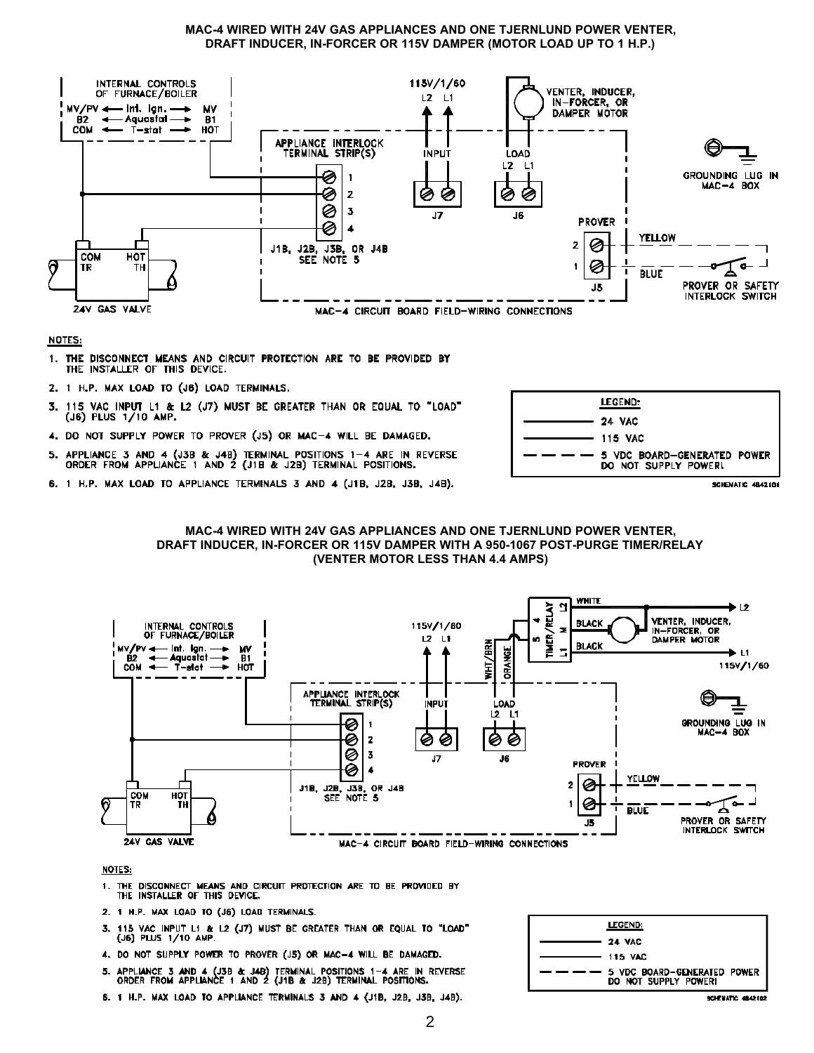## MAC-4 WIRED WITH 24V GAS APPLIANCES AND ONE TJERNLUND POWER VENTER, DRAFT INDUCER, IN-FORCER OR 115V DAMPER (MOTOR LOAD UP TO 1 H.P.)

INTERNAL CONTROLS OF FURNACE/BOILER

MV/PV ← Int. Ign. → MV
B2 ← Aquastat → B1
COM ← T-stat → HOT

115V/1/60
L2 L1

VENTER, INDUCER, IN-FORCER, OR DAMPER MOTOR

APPLIANCE INTERLOCK TERMINAL STRIP(S)

INPUT

LOAD
L2 L1

J7

J6

1
2
3
4

J1B, J2B, J3B, OR J4B
SEE NOTE 5

GROUNDING LUG IN MAC-4 BOX

PROVER

2 YELLOW

1 BLUE

J5

PROVER OR SAFETY INTERLOCK SWITCH

COM TR
HOT TH

24V GAS VALVE

MAC-4 CIRCUIT BOARD FIELD-WIRING CONNECTIONS

NOTES:

1. THE DISCONNECT MEANS AND CIRCUIT PROTECTION ARE TO BE PROVIDED BY THE INSTALLER OF THIS DEVICE.
2. 1 H.P. MAX LOAD TO (J6) LOAD TERMINALS.
3. 115 VAC INPUT L1 & L2 (J7) MUST BE GREATER THAN OR EQUAL TO "LOAD" (J6) PLUS 1/10 AMP.
4. DO NOT SUPPLY POWER TO PROVER (J5) OR MAC-4 WILL BE DAMAGED.
5. APPLIANCE 3 AND 4 (J3B & J4B) TERMINAL POSITIONS 1-4 ARE IN REVERSE ORDER FROM APPLIANCE 1 AND 2 (J1B & J2B) TERMINAL POSITIONS.
6. 1 H.P. MAX LOAD TO APPLIANCE TERMINALS 3 AND 4 (J1B, J2B, J3B, J4B).

LEGEND:

- ———— 24 VAC
- ———— 115 VAC
- — — — 5 VDC BOARD-GENERATED POWER DO NOT SUPPLY POWER!

SCHEMATIC 4842101

## MAC-4 WIRED WITH 24V GAS APPLIANCES AND ONE TJERNLUND POWER VENTER, DRAFT INDUCER, IN-FORCER OR 115V DAMPER WITH A 950-1067 POST-PURGE TIMER/RELAY (VENTER MOTOR LESS THAN 4.4 AMPS)

TIMER/RELAY
4 L2
5 M
L1

WHITE → L2

BLACK

VENTER, INDUCER, IN-FORCER, OR DAMPER MOTOR

BLACK → L1
115V/1/60

WHT/BRN

ORANGE

INTERNAL CONTROLS OF FURNACE/BOILER

MV/PV ← Int. Ign. → MV
B2 ← Aquastat → B1
COM ← T-stat → HOT

115V/1/60
L2 L1

APPLIANCE INTERLOCK TERMINAL STRIP(S)

INPUT

LOAD
L2 L1

J7

J6

1
2
3
4

J1B, J2B, J3B, OR J4B
SEE NOTE 5

GROUNDING LUG IN MAC-4 BOX

PROVER

2 YELLOW

1 BLUE

J5

PROVER OR SAFETY INTERLOCK SWITCH

COM TR
HOT TH

24V GAS VALVE

MAC-4 CIRCUIT BOARD FIELD-WIRING CONNECTIONS

NOTES:

1. THE DISCONNECT MEANS AND CIRCUIT PROTECTION ARE TO BE PROVIDED BY THE INSTALLER OF THIS DEVICE.
2. 1 H.P. MAX LOAD TO (J6) LOAD TERMINALS.
3. 115 VAC INPUT L1 & L2 (J7) MUST BE GREATER THAN OR EQUAL TO "LOAD" (J6) PLUS 1/10 AMP.
4. DO NOT SUPPLY POWER TO PROVER (J5) OR MAC-4 WILL BE DAMAGED.
5. APPLIANCE 3 AND 4 (J3B & J4B) TERMINAL POSITIONS 1-4 ARE IN REVERSE ORDER FROM APPLIANCE 1 AND 2 (J1B & J2B) TERMINAL POSITIONS.
6. 1 H.P. MAX LOAD TO APPLIANCE TERMINALS 3 AND 4 (J1B, J2B, J3B, J4B).

LEGEND:

- ———— 24 VAC
- ———— 115 VAC
- — — — 5 VDC BOARD-GENERATED POWER DO NOT SUPPLY POWER!

SCHEMATIC 4842102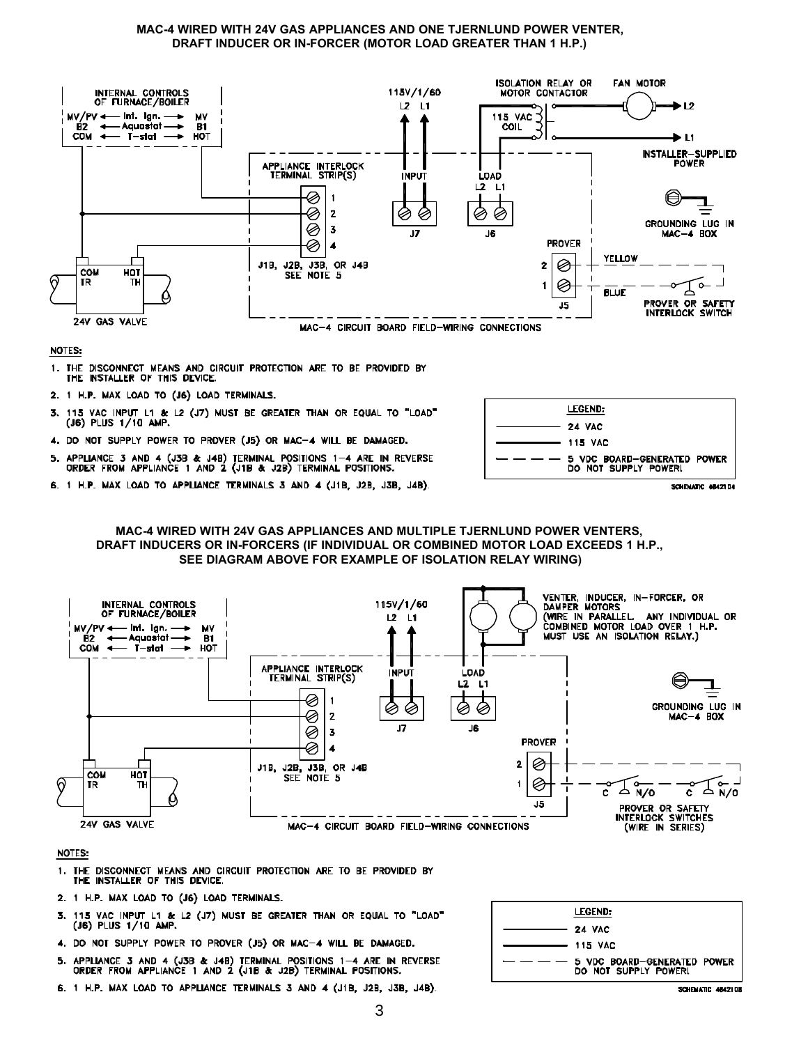## MAC-4 WIRED WITH 24V GAS APPLIANCES AND ONE TJERNLUND POWER VENTER, DRAFT INDUCER OR IN-FORCER (MOTOR LOAD GREATER THAN 1 H.P.)

INTERNAL CONTROLS OF FURNACE/BOILER

MV/PV ← Int. Ign. → MV
B2 ← Aquastat → B1
COM ← T-stat → HOT

115V/1/60
L2 L1

ISOLATION RELAY OR MOTOR CONTACTOR

115 VAC COIL

FAN MOTOR

L2

L1

INSTALLER-SUPPLIED POWER

APPLIANCE INTERLOCK TERMINAL STRIP(S)

1
2
3
4

INPUT

J7

LOAD
L2 L1

J6

GROUNDING LUG IN MAC-4 BOX

PROVER

J1B, J2B, J3B, OR J4B
SEE NOTE 5

COM TR

HOT TH

2 YELLOW

1 BLUE

J5

PROVER OR SAFETY INTERLOCK SWITCH

24V GAS VALVE

MAC-4 CIRCUIT BOARD FIELD-WIRING CONNECTIONS

NOTES:

1. THE DISCONNECT MEANS AND CIRCUIT PROTECTION ARE TO BE PROVIDED BY THE INSTALLER OF THIS DEVICE.
2. 1 H.P. MAX LOAD TO (J6) LOAD TERMINALS.
3. 115 VAC INPUT L1 & L2 (J7) MUST BE GREATER THAN OR EQUAL TO "LOAD" (J6) PLUS 1/10 AMP.
4. DO NOT SUPPLY POWER TO PROVER (J5) OR MAC-4 WILL BE DAMAGED.
5. APPLIANCE 3 AND 4 (J3B & J4B) TERMINAL POSITIONS 1-4 ARE IN REVERSE ORDER FROM APPLIANCE 1 AND 2 (J1B & J2B) TERMINAL POSITIONS.
6. 1 H.P. MAX LOAD TO APPLIANCE TERMINALS 3 AND 4 (J1B, J2B, J3B, J4B).

LEGEND:
- 24 VAC
- 115 VAC
- 5 VDC BOARD-GENERATED POWER DO NOT SUPPLY POWER!

SCHEMATIC 4842104

## MAC-4 WIRED WITH 24V GAS APPLIANCES AND MULTIPLE TJERNLUND POWER VENTERS, DRAFT INDUCERS OR IN-FORCERS (IF INDIVIDUAL OR COMBINED MOTOR LOAD EXCEEDS 1 H.P., SEE DIAGRAM ABOVE FOR EXAMPLE OF ISOLATION RELAY WIRING)

INTERNAL CONTROLS OF FURNACE/BOILER

MV/PV ← Int. Ign. → MV
B2 ← Aquastat → B1
COM ← T-stat → HOT

115V/1/60
L2 L1

VENTER, INDUCER, IN-FORCER, OR DAMPER MOTORS (WIRE IN PARALLEL. ANY INDIVIDUAL OR COMBINED MOTOR LOAD OVER 1 H.P. MUST USE AN ISOLATION RELAY.)

APPLIANCE INTERLOCK TERMINAL STRIP(S)

1
2
3
4

INPUT

J7

LOAD
L2 L1

J6

GROUNDING LUG IN MAC-4 BOX

PROVER

J1B, J2B, J3B, OR J4B
SEE NOTE 5

COM TR

HOT TH

2

1

J5

C N/O C N/O

PROVER OR SAFETY INTERLOCK SWITCHES (WIRE IN SERIES)

24V GAS VALVE

MAC-4 CIRCUIT BOARD FIELD-WIRING CONNECTIONS

NOTES:

1. THE DISCONNECT MEANS AND CIRCUIT PROTECTION ARE TO BE PROVIDED BY THE INSTALLER OF THIS DEVICE.
2. 1 H.P. MAX LOAD TO (J6) LOAD TERMINALS.
3. 115 VAC INPUT L1 & L2 (J7) MUST BE GREATER THAN OR EQUAL TO "LOAD" (J6) PLUS 1/10 AMP.
4. DO NOT SUPPLY POWER TO PROVER (J5) OR MAC-4 WILL BE DAMAGED.
5. APPLIANCE 3 AND 4 (J3B & J4B) TERMINAL POSITIONS 1-4 ARE IN REVERSE ORDER FROM APPLIANCE 1 AND 2 (J1B & J2B) TERMINAL POSITIONS.
6. 1 H.P. MAX LOAD TO APPLIANCE TERMINALS 3 AND 4 (J1B, J2B, J3B, J4B).

LEGEND:
- 24 VAC
- 115 VAC
- 5 VDC BOARD-GENERATED POWER DO NOT SUPPLY POWER!

SCHEMATIC 4842108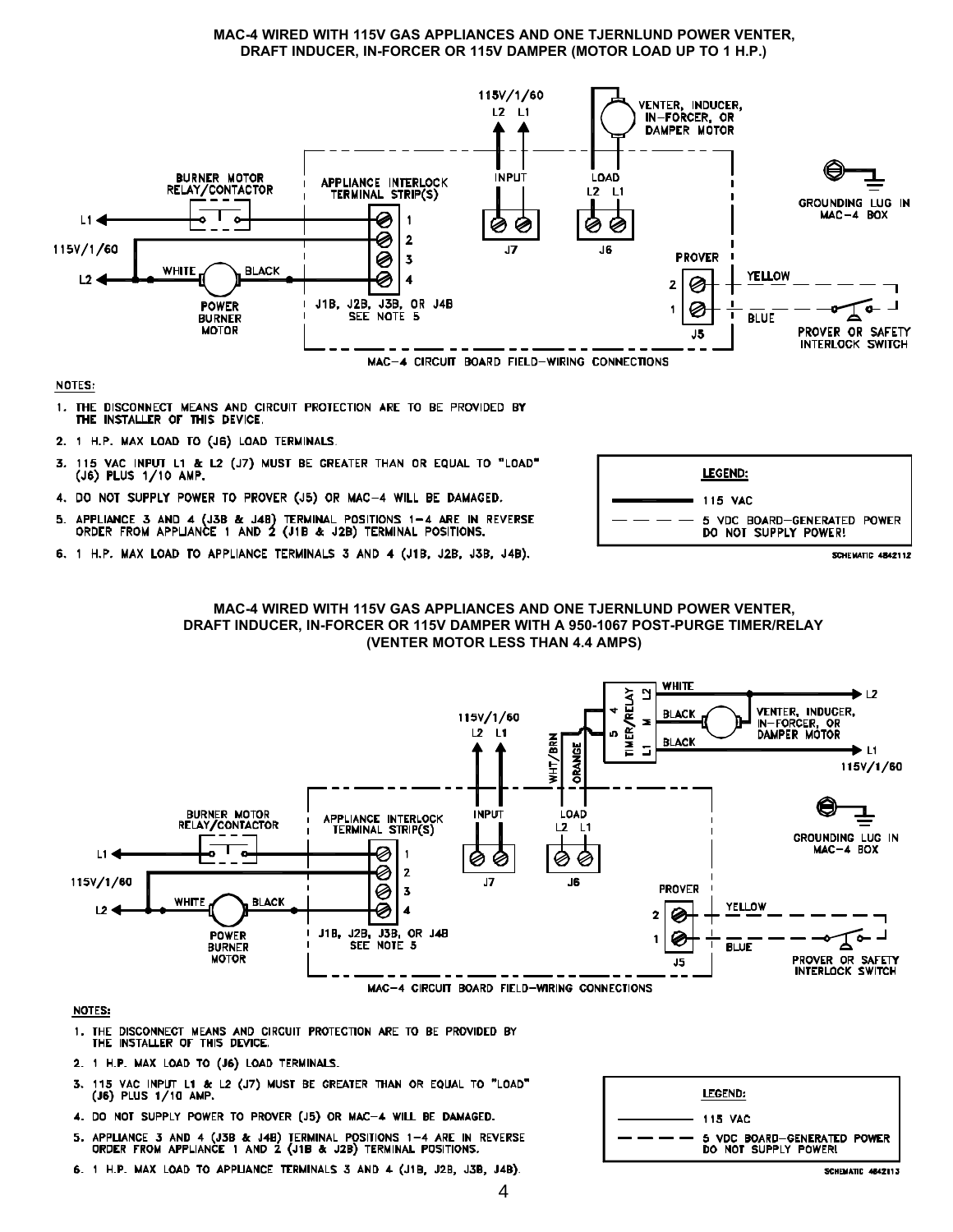## MAC-4 WIRED WITH 115V GAS APPLIANCES AND ONE TJERNLUND POWER VENTER, DRAFT INDUCER, IN-FORCER OR 115V DAMPER (MOTOR LOAD UP TO 1 H.P.)

115V/1/60
L2 L1

VENTER, INDUCER, IN-FORCER, OR DAMPER MOTOR

BURNER MOTOR RELAY/CONTACTOR

APPLIANCE INTERLOCK TERMINAL STRIP(S)

INPUT

LOAD
L2 L1

GROUNDING LUG IN MAC-4 BOX

L1

115V/1/60

L2

WHITE

BLACK

POWER BURNER MOTOR

1
2
3
4

J1B, J2B, J3B, OR J4B
SEE NOTE 5

J7

J6

PROVER

2
1

J5

YELLOW

BLUE

PROVER OR SAFETY INTERLOCK SWITCH

MAC-4 CIRCUIT BOARD FIELD-WIRING CONNECTIONS

NOTES:

1. THE DISCONNECT MEANS AND CIRCUIT PROTECTION ARE TO BE PROVIDED BY THE INSTALLER OF THIS DEVICE.
2. 1 H.P. MAX LOAD TO (J6) LOAD TERMINALS.
3. 115 VAC INPUT L1 & L2 (J7) MUST BE GREATER THAN OR EQUAL TO "LOAD" (J6) PLUS 1/10 AMP.
4. DO NOT SUPPLY POWER TO PROVER (J5) OR MAC-4 WILL BE DAMAGED.
5. APPLIANCE 3 AND 4 (J3B & J4B) TERMINAL POSITIONS 1-4 ARE IN REVERSE ORDER FROM APPLIANCE 1 AND 2 (J1B & J2B) TERMINAL POSITIONS.
6. 1 H.P. MAX LOAD TO APPLIANCE TERMINALS 3 AND 4 (J1B, J2B, J3B, J4B).

LEGEND:
- (solid line) 115 VAC
- (dashed line) 5 VDC BOARD-GENERATED POWER DO NOT SUPPLY POWER!

SCHEMATIC 4842112

## MAC-4 WIRED WITH 115V GAS APPLIANCES AND ONE TJERNLUND POWER VENTER, DRAFT INDUCER, IN-FORCER OR 115V DAMPER WITH A 950-1067 POST-PURGE TIMER/RELAY (VENTER MOTOR LESS THAN 4.4 AMPS)

TIMER/RELAY
5 4
L1 M L2

WHITE

BLACK

BLACK

L2

VENTER, INDUCER, IN-FORCER, OR DAMPER MOTOR

L1
115V/1/60

115V/1/60
L2 L1

WHT/BRN

ORANGE

BURNER MOTOR RELAY/CONTACTOR

APPLIANCE INTERLOCK TERMINAL STRIP(S)

INPUT

LOAD
L2 L1

GROUNDING LUG IN MAC-4 BOX

L1

115V/1/60

L2

WHITE

BLACK

POWER BURNER MOTOR

1
2
3
4

J1B, J2B, J3B, OR J4B
SEE NOTE 5

J7

J6

PROVER

2
1

J5

YELLOW

BLUE

PROVER OR SAFETY INTERLOCK SWITCH

MAC-4 CIRCUIT BOARD FIELD-WIRING CONNECTIONS

NOTES:

1. THE DISCONNECT MEANS AND CIRCUIT PROTECTION ARE TO BE PROVIDED BY THE INSTALLER OF THIS DEVICE.
2. 1 H.P. MAX LOAD TO (J6) LOAD TERMINALS.
3. 115 VAC INPUT L1 & L2 (J7) MUST BE GREATER THAN OR EQUAL TO "LOAD" (J6) PLUS 1/10 AMP.
4. DO NOT SUPPLY POWER TO PROVER (J5) OR MAC-4 WILL BE DAMAGED.
5. APPLIANCE 3 AND 4 (J3B & J4B) TERMINAL POSITIONS 1-4 ARE IN REVERSE ORDER FROM APPLIANCE 1 AND 2 (J1B & J2B) TERMINAL POSITIONS.
6. 1 H.P. MAX LOAD TO APPLIANCE TERMINALS 3 AND 4 (J1B, J2B, J3B, J4B).

LEGEND:
- (solid line) 115 VAC
- (dashed line) 5 VDC BOARD-GENERATED POWER DO NOT SUPPLY POWER!

SCHEMATIC 4842113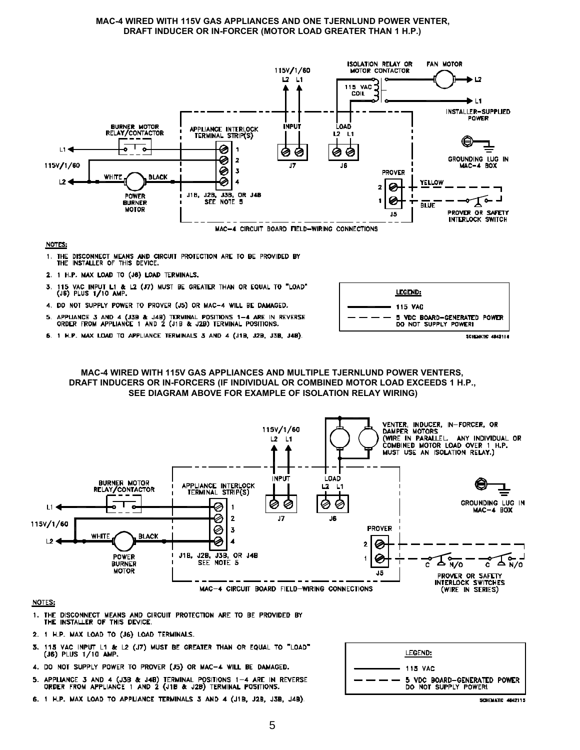**MAC-4 WIRED WITH 115V GAS APPLIANCES AND ONE TJERNLUND POWER VENTER, DRAFT INDUCER OR IN-FORCER (MOTOR LOAD GREATER THAN 1 H.P.)**

ISOLATION RELAY OR MOTOR CONTACTOR — FAN MOTOR — 115V/1/60 L2 L1 — 115 VAC COIL — L2 — L1 — INSTALLER-SUPPLIED POWER

BURNER MOTOR RELAY/CONTACTOR — APPLIANCE INTERLOCK TERMINAL STRIP(S) — INPUT — LOAD L2 L1 — J7 — J6 — GROUNDING LUG IN MAC-4 BOX — PROVER — YELLOW — BLUE — J5 — PROVER OR SAFETY INTERLOCK SWITCH

L1 — 115V/1/60 — L2 — WHITE — BLACK — POWER BURNER MOTOR — J1B, J2B, J3B, OR J4B SEE NOTE 5

MAC-4 CIRCUIT BOARD FIELD-WIRING CONNECTIONS

NOTES:

1. THE DISCONNECT MEANS AND CIRCUIT PROTECTION ARE TO BE PROVIDED BY THE INSTALLER OF THIS DEVICE.
2. 1 H.P. MAX LOAD TO (J6) LOAD TERMINALS.
3. 115 VAC INPUT L1 & L2 (J7) MUST BE GREATER THAN OR EQUAL TO "LOAD" (J6) PLUS 1/10 AMP.
4. DO NOT SUPPLY POWER TO PROVER (J5) OR MAC-4 WILL BE DAMAGED.
5. APPLIANCE 3 AND 4 (J3B & J4B) TERMINAL POSITIONS 1-4 ARE IN REVERSE ORDER FROM APPLIANCE 1 AND 2 (J1B & J2B) TERMINAL POSITIONS.
6. 1 H.P. MAX LOAD TO APPLIANCE TERMINALS 3 AND 4 (J1B, J2B, J3B, J4B).

LEGEND:
- ——— 115 VAC
- — — — 5 VDC BOARD-GENERATED POWER DO NOT SUPPLY POWER!

SCHEMATIC 4843114

**MAC-4 WIRED WITH 115V GAS APPLIANCES AND MULTIPLE TJERNLUND POWER VENTERS, DRAFT INDUCERS OR IN-FORCERS (IF INDIVIDUAL OR COMBINED MOTOR LOAD EXCEEDS 1 H.P., SEE DIAGRAM ABOVE FOR EXAMPLE OF ISOLATION RELAY WIRING)**

115V/1/60 L2 L1 — VENTER, INDUCER, IN-FORCER, OR DAMPER MOTORS (WIRE IN PARALLEL. ANY INDIVIDUAL OR COMBINED MOTOR LOAD OVER 1 H.P. MUST USE AN ISOLATION RELAY.)

BURNER MOTOR RELAY/CONTACTOR — APPLIANCE INTERLOCK TERMINAL STRIP(S) — INPUT — LOAD L2 L1 — J7 — J6 — GROUNDING LUG IN MAC-4 BOX — PROVER — J5 — C N/O — C N/O — PROVER OR SAFETY INTERLOCK SWITCHES (WIRE IN SERIES)

L1 — 115V/1/60 — L2 — WHITE — BLACK — POWER BURNER MOTOR — J1B, J2B, J3B, OR J4B SEE NOTE 5

MAC-4 CIRCUIT BOARD FIELD-WIRING CONNECTIONS

NOTES:

1. THE DISCONNECT MEANS AND CIRCUIT PROTECTION ARE TO BE PROVIDED BY THE INSTALLER OF THIS DEVICE.
2. 1 H.P. MAX LOAD TO (J6) LOAD TERMINALS.
3. 115 VAC INPUT L1 & L2 (J7) MUST BE GREATER THAN OR EQUAL TO "LOAD" (J6) PLUS 1/10 AMP.
4. DO NOT SUPPLY POWER TO PROVER (J5) OR MAC-4 WILL BE DAMAGED.
5. APPLIANCE 3 AND 4 (J3B & J4B) TERMINAL POSITIONS 1-4 ARE IN REVERSE ORDER FROM APPLIANCE 1 AND 2 (J1B & J2B) TERMINAL POSITIONS.
6. 1 H.P. MAX LOAD TO APPLIANCE TERMINALS 3 AND 4 (J1B, J2B, J3B, J4B).

LEGEND:
- ——— 115 VAC
- — — — 5 VDC BOARD-GENERATED POWER DO NOT SUPPLY POWER!

SCHEMATIC 4842115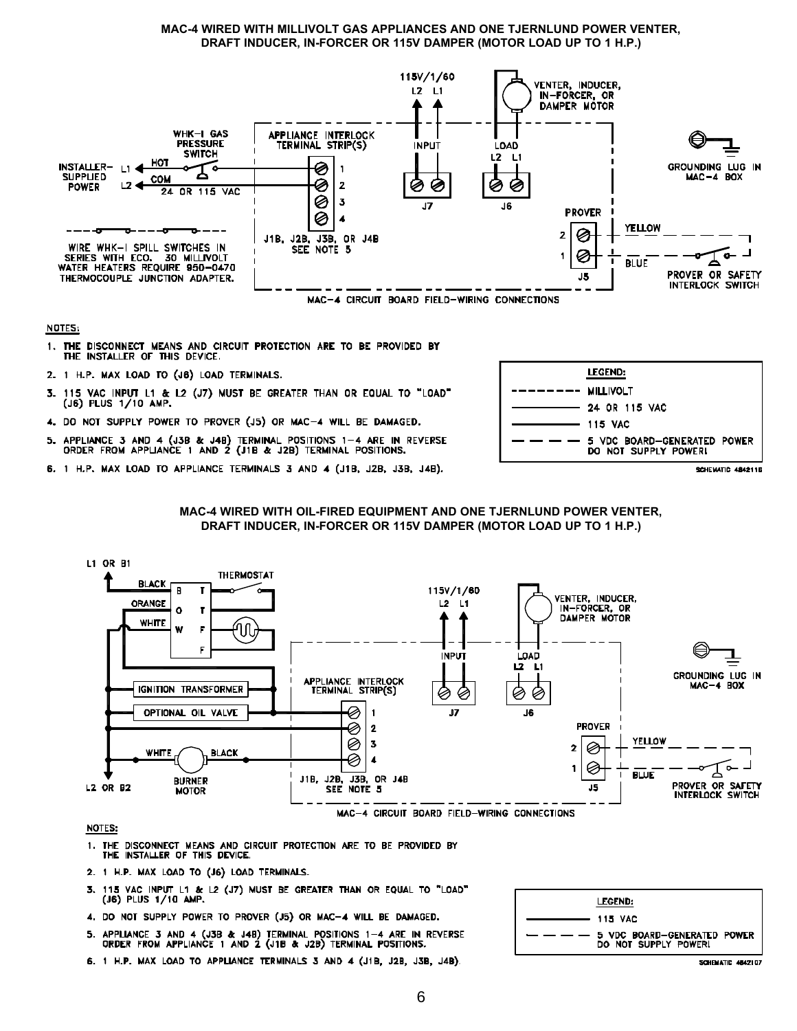## MAC-4 WIRED WITH MILLIVOLT GAS APPLIANCES AND ONE TJERNLUND POWER VENTER, DRAFT INDUCER, IN-FORCER OR 115V DAMPER (MOTOR LOAD UP TO 1 H.P.)

NOTES:

1. THE DISCONNECT MEANS AND CIRCUIT PROTECTION ARE TO BE PROVIDED BY THE INSTALLER OF THIS DEVICE.
2. 1 H.P. MAX LOAD TO (J6) LOAD TERMINALS.
3. 115 VAC INPUT L1 & L2 (J7) MUST BE GREATER THAN OR EQUAL TO "LOAD" (J6) PLUS 1/10 AMP.
4. DO NOT SUPPLY POWER TO PROVER (J5) OR MAC-4 WILL BE DAMAGED.
5. APPLIANCE 3 AND 4 (J3B & J4B) TERMINAL POSITIONS 1-4 ARE IN REVERSE ORDER FROM APPLIANCE 1 AND 2 (J1B & J2B) TERMINAL POSITIONS.
6. 1 H.P. MAX LOAD TO APPLIANCE TERMINALS 3 AND 4 (J1B, J2B, J3B, J4B).

LEGEND:

| Line | Meaning |
|---|---|
| ------- (dotted) | MILLIVOLT |
| ——— | 24 OR 115 VAC |
| ——— | 115 VAC |
| — — — (dashed) | 5 VDC BOARD-GENERATED POWER DO NOT SUPPLY POWER! |

SCHEMATIC 4842116

## MAC-4 WIRED WITH OIL-FIRED EQUIPMENT AND ONE TJERNLUND POWER VENTER, DRAFT INDUCER, IN-FORCER OR 115V DAMPER (MOTOR LOAD UP TO 1 H.P.)

NOTES:

1. THE DISCONNECT MEANS AND CIRCUIT PROTECTION ARE TO BE PROVIDED BY THE INSTALLER OF THIS DEVICE.
2. 1 H.P. MAX LOAD TO (J6) LOAD TERMINALS.
3. 115 VAC INPUT L1 & L2 (J7) MUST BE GREATER THAN OR EQUAL TO "LOAD" (J6) PLUS 1/10 AMP.
4. DO NOT SUPPLY POWER TO PROVER (J5) OR MAC-4 WILL BE DAMAGED.
5. APPLIANCE 3 AND 4 (J3B & J4B) TERMINAL POSITIONS 1-4 ARE IN REVERSE ORDER FROM APPLIANCE 1 AND 2 (J1B & J2B) TERMINAL POSITIONS.
6. 1 H.P. MAX LOAD TO APPLIANCE TERMINALS 3 AND 4 (J1B, J2B, J3B, J4B).

LEGEND:

| Line | Meaning |
|---|---|
| ——— | 115 VAC |
| — — — (dashed) | 5 VDC BOARD-GENERATED POWER DO NOT SUPPLY POWER! |

SCHEMATIC 4842107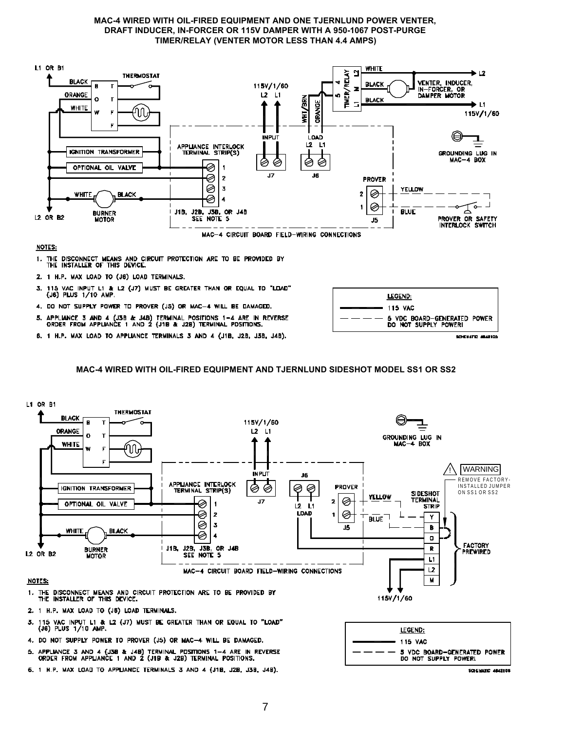## MAC-4 WIRED WITH OIL-FIRED EQUIPMENT AND ONE TJERNLUND POWER VENTER, DRAFT INDUCER, IN-FORCER OR 115V DAMPER WITH A 950-1067 POST-PURGE TIMER/RELAY (VENTER MOTOR LESS THAN 4.4 AMPS)

L1 OR B1

BLACK

ORANGE

WHITE

THERMOSTAT

B T

O T

W F

F

IGNITION TRANSFORMER

OPTIONAL OIL VALVE

WHITE BLACK

BURNER MOTOR

L2 OR B2

115V/1/60

L2 L1

INPUT

J7

WHT/BRN

ORANGE

LOAD

L2 L1

J6

TIMER/RELAY 4 5 L1 L2 M

WHITE

BLACK

BLACK

VENTER, INDUCER, IN-FORCER, OR DAMPER MOTOR

L2

L1

115V/1/60

GROUNDING LUG IN MAC-4 BOX

APPLIANCE INTERLOCK TERMINAL STRIP(S)

1 2 3 4

J1B, J2B, J3B, OR J4B SEE NOTE 5

PROVER

2 1

J5

YELLOW

BLUE

PROVER OR SAFETY INTERLOCK SWITCH

MAC-4 CIRCUIT BOARD FIELD-WIRING CONNECTIONS

**NOTES:**

1. THE DISCONNECT MEANS AND CIRCUIT PROTECTION ARE TO BE PROVIDED BY THE INSTALLER OF THIS DEVICE.
2. 1 H.P. MAX LOAD TO (J6) LOAD TERMINALS.
3. 115 VAC INPUT L1 & L2 (J7) MUST BE GREATER THAN OR EQUAL TO "LOAD" (J6) PLUS 1/10 AMP.
4. DO NOT SUPPLY POWER TO PROVER (J5) OR MAC-4 WILL BE DAMAGED.
5. APPLIANCE 3 AND 4 (J3B & J4B) TERMINAL POSITIONS 1-4 ARE IN REVERSE ORDER FROM APPLIANCE 1 AND 2 (J1B & J2B) TERMINAL POSITIONS.
6. 1 H.P. MAX LOAD TO APPLIANCE TERMINALS 3 AND 4 (J1B, J2B, J3B, J4B).

**LEGEND:**

——— 115 VAC

– – – 5 VDC BOARD-GENERATED POWER DO NOT SUPPLY POWER!

SCHEMATIC 4842105

## MAC-4 WIRED WITH OIL-FIRED EQUIPMENT AND TJERNLUND SIDESHOT MODEL SS1 OR SS2

L1 OR B1

BLACK

ORANGE

WHITE

THERMOSTAT

B T

O T

W F

F

IGNITION TRANSFORMER

OPTIONAL OIL VALVE

WHITE BLACK

BURNER MOTOR

L2 OR B2

115V/1/60

L2 L1

INPUT

J7

J6

L2 L1

LOAD

PROVER

2 1

J5

YELLOW

BLUE

GROUNDING LUG IN MAC-4 BOX

WARNING

REMOVE FACTORY-INSTALLED JUMPER ON SS1 OR SS2

SIDESHOT TERMINAL STRIP

Y B O R L1 L2 M

FACTORY PREWIRED

115V/1/60

APPLIANCE INTERLOCK TERMINAL STRIP(S)

1 2 3 4

J1B, J2B, J3B, OR J4B SEE NOTE 5

MAC-4 CIRCUIT BOARD FIELD-WIRING CONNECTIONS

**NOTES:**

1. THE DISCONNECT MEANS AND CIRCUIT PROTECTION ARE TO BE PROVIDED BY THE INSTALLER OF THIS DEVICE.
2. 1 H.P. MAX LOAD TO (J6) LOAD TERMINALS.
3. 115 VAC INPUT L1 & L2 (J7) MUST BE GREATER THAN OR EQUAL TO "LOAD" (J6) PLUS 1/10 AMP.
4. DO NOT SUPPLY POWER TO PROVER (J5) OR MAC-4 WILL BE DAMAGED.
5. APPLIANCE 3 AND 4 (J3B & J4B) TERMINAL POSITIONS 1-4 ARE IN REVERSE ORDER FROM APPLIANCE 1 AND 2 (J1B & J2B) TERMINAL POSITIONS.
6. 1 H.P. MAX LOAD TO APPLIANCE TERMINALS 3 AND 4 (J1B, J2B, J3B, J4B).

**LEGEND:**

——— 115 VAC

– – – 5 VDC BOARD-GENERATED POWER DO NOT SUPPLY POWER!

SCHEMATIC 4842106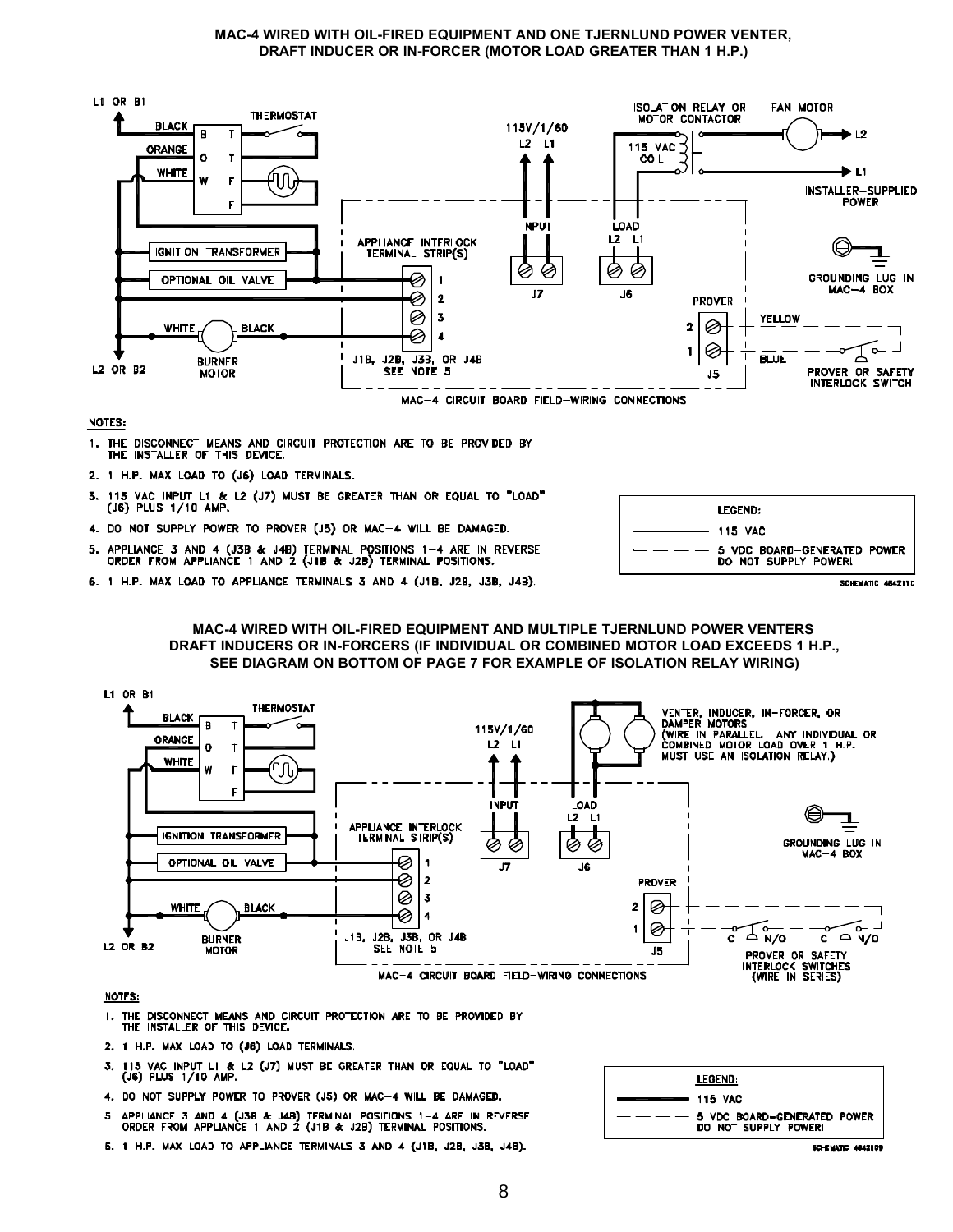**MAC-4 WIRED WITH OIL-FIRED EQUIPMENT AND ONE TJERNLUND POWER VENTER, DRAFT INDUCER OR IN-FORCER (MOTOR LOAD GREATER THAN 1 H.P.)**

L1 OR B1 — BLACK, ORANGE, WHITE — B, O, W, T, T, F, F — THERMOSTAT — IGNITION TRANSFORMER — OPTIONAL OIL VALVE — WHITE — BLACK — BURNER MOTOR — L2 OR B2

APPLIANCE INTERLOCK TERMINAL STRIP(S) — 1, 2, 3, 4 — J1B, J2B, J3B, OR J4B SEE NOTE 5

115V/1/60 — L2 L1 — INPUT — J7 — LOAD L2 L1 — J6

ISOLATION RELAY OR MOTOR CONTACTOR — 115 VAC COIL — FAN MOTOR — L2 — L1 — INSTALLER-SUPPLIED POWER

GROUNDING LUG IN MAC-4 BOX

PROVER — 2, 1 — J5 — YELLOW — BLUE — PROVER OR SAFETY INTERLOCK SWITCH

MAC-4 CIRCUIT BOARD FIELD-WIRING CONNECTIONS

NOTES:

1. THE DISCONNECT MEANS AND CIRCUIT PROTECTION ARE TO BE PROVIDED BY THE INSTALLER OF THIS DEVICE.
2. 1 H.P. MAX LOAD TO (J6) LOAD TERMINALS.
3. 115 VAC INPUT L1 & L2 (J7) MUST BE GREATER THAN OR EQUAL TO "LOAD" (J6) PLUS 1/10 AMP.
4. DO NOT SUPPLY POWER TO PROVER (J5) OR MAC-4 WILL BE DAMAGED.
5. APPLIANCE 3 AND 4 (J3B & J4B) TERMINAL POSITIONS 1-4 ARE IN REVERSE ORDER FROM APPLIANCE 1 AND 2 (J1B & J2B) TERMINAL POSITIONS.
6. 1 H.P. MAX LOAD TO APPLIANCE TERMINALS 3 AND 4 (J1B, J2B, J3B, J4B).

LEGEND:

- ——— 115 VAC
- — — — 5 VDC BOARD-GENERATED POWER DO NOT SUPPLY POWER!

SCHEMATIC 4842110

**MAC-4 WIRED WITH OIL-FIRED EQUIPMENT AND MULTIPLE TJERNLUND POWER VENTERS DRAFT INDUCERS OR IN-FORCERS (IF INDIVIDUAL OR COMBINED MOTOR LOAD EXCEEDS 1 H.P., SEE DIAGRAM ON BOTTOM OF PAGE 7 FOR EXAMPLE OF ISOLATION RELAY WIRING)**

L1 OR B1 — BLACK, ORANGE, WHITE — B, O, W, T, T, F, F — THERMOSTAT — IGNITION TRANSFORMER — OPTIONAL OIL VALVE — WHITE — BLACK — BURNER MOTOR — L2 OR B2

APPLIANCE INTERLOCK TERMINAL STRIP(S) — 1, 2, 3, 4 — J1B, J2B, J3B, OR J4B SEE NOTE 5

115V/1/60 — L2 L1 — INPUT — J7 — LOAD L2 L1 — J6

VENTER, INDUCER, IN-FORCER, OR DAMPER MOTORS (WIRE IN PARALLEL. ANY INDIVIDUAL OR COMBINED MOTOR LOAD OVER 1 H.P. MUST USE AN ISOLATION RELAY.)

GROUNDING LUG IN MAC-4 BOX

PROVER — 2, 1 — J5 — C N/O — C N/O — PROVER OR SAFETY INTERLOCK SWITCHES (WIRE IN SERIES)

MAC-4 CIRCUIT BOARD FIELD-WIRING CONNECTIONS

NOTES:

1. THE DISCONNECT MEANS AND CIRCUIT PROTECTION ARE TO BE PROVIDED BY THE INSTALLER OF THIS DEVICE.
2. 1 H.P. MAX LOAD TO (J6) LOAD TERMINALS.
3. 115 VAC INPUT L1 & L2 (J7) MUST BE GREATER THAN OR EQUAL TO "LOAD" (J6) PLUS 1/10 AMP.
4. DO NOT SUPPLY POWER TO PROVER (J5) OR MAC-4 WILL BE DAMAGED.
5. APPLIANCE 3 AND 4 (J3B & J4B) TERMINAL POSITIONS 1-4 ARE IN REVERSE ORDER FROM APPLIANCE 1 AND 2 (J1B & J2B) TERMINAL POSITIONS.
6. 1 H.P. MAX LOAD TO APPLIANCE TERMINALS 3 AND 4 (J1B, J2B, J3B, J4B).

LEGEND:

- ——— 115 VAC
- — — — 5 VDC BOARD-GENERATED POWER DO NOT SUPPLY POWER!

SCHEMATIC 4842109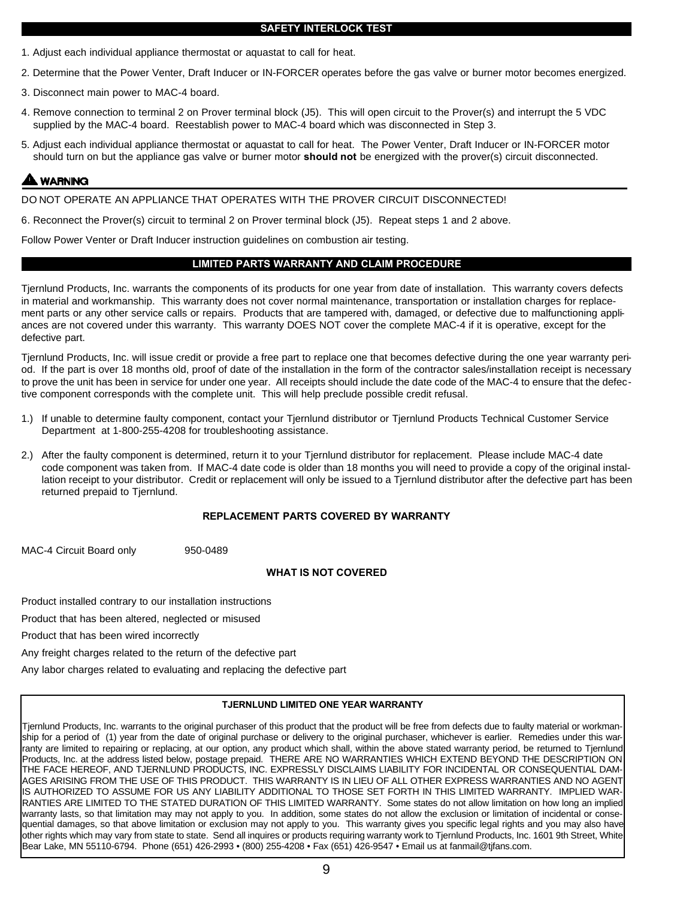## SAFETY INTERLOCK TEST

1. Adjust each individual appliance thermostat or aquastat to call for heat.
2. Determine that the Power Venter, Draft Inducer or IN-FORCER operates before the gas valve or burner motor becomes energized.
3. Disconnect main power to MAC-4 board.
4. Remove connection to terminal 2 on Prover terminal block (J5). This will open circuit to the Prover(s) and interrupt the 5 VDC supplied by the MAC-4 board. Reestablish power to MAC-4 board which was disconnected in Step 3.
5. Adjust each individual appliance thermostat or aquastat to call for heat. The Power Venter, Draft Inducer or IN-FORCER motor should turn on but the appliance gas valve or burner motor **should not** be energized with the prover(s) circuit disconnected.

### ⚠ WARNING

DO NOT OPERATE AN APPLIANCE THAT OPERATES WITH THE PROVER CIRCUIT DISCONNECTED!

6. Reconnect the Prover(s) circuit to terminal 2 on Prover terminal block (J5). Repeat steps 1 and 2 above.

Follow Power Venter or Draft Inducer instruction guidelines on combustion air testing.

## LIMITED PARTS WARRANTY AND CLAIM PROCEDURE

Tjernlund Products, Inc. warrants the components of its products for one year from date of installation. This warranty covers defects in material and workmanship. This warranty does not cover normal maintenance, transportation or installation charges for replacement parts or any other service calls or repairs. Products that are tampered with, damaged, or defective due to malfunctioning appliances are not covered under this warranty. This warranty DOES NOT cover the complete MAC-4 if it is operative, except for the defective part.

Tjernlund Products, Inc. will issue credit or provide a free part to replace one that becomes defective during the one year warranty period. If the part is over 18 months old, proof of date of the installation in the form of the contractor sales/installation receipt is necessary to prove the unit has been in service for under one year. All receipts should include the date code of the MAC-4 to ensure that the defective component corresponds with the complete unit. This will help preclude possible credit refusal.

1.) If unable to determine faulty component, contact your Tjernlund distributor or Tjernlund Products Technical Customer Service Department at 1-800-255-4208 for troubleshooting assistance.

2.) After the faulty component is determined, return it to your Tjernlund distributor for replacement. Please include MAC-4 date code component was taken from. If MAC-4 date code is older than 18 months you will need to provide a copy of the original installation receipt to your distributor. Credit or replacement will only be issued to a Tjernlund distributor after the defective part has been returned prepaid to Tjernlund.

### REPLACEMENT PARTS COVERED BY WARRANTY

MAC-4 Circuit Board only 950-0489

### WHAT IS NOT COVERED

Product installed contrary to our installation instructions

Product that has been altered, neglected or misused

Product that has been wired incorrectly

Any freight charges related to the return of the defective part

Any labor charges related to evaluating and replacing the defective part

### TJERNLUND LIMITED ONE YEAR WARRANTY

Tjernlund Products, Inc. warrants to the original purchaser of this product that the product will be free from defects due to faulty material or workmanship for a period of (1) year from the date of original purchase or delivery to the original purchaser, whichever is earlier. Remedies under this warranty are limited to repairing or replacing, at our option, any product which shall, within the above stated warranty period, be returned to Tjernlund Products, Inc. at the address listed below, postage prepaid. THERE ARE NO WARRANTIES WHICH EXTEND BEYOND THE DESCRIPTION ON THE FACE HEREOF, AND TJERNLUND PRODUCTS, INC. EXPRESSLY DISCLAIMS LIABILITY FOR INCIDENTAL OR CONSEQUENTIAL DAMAGES ARISING FROM THE USE OF THIS PRODUCT. THIS WARRANTY IS IN LIEU OF ALL OTHER EXPRESS WARRANTIES AND NO AGENT IS AUTHORIZED TO ASSUME FOR US ANY LIABILITY ADDITIONAL TO THOSE SET FORTH IN THIS LIMITED WARRANTY. IMPLIED WARRANTIES ARE LIMITED TO THE STATED DURATION OF THIS LIMITED WARRANTY. Some states do not allow limitation on how long an implied warranty lasts, so that limitation may may not apply to you. In addition, some states do not allow the exclusion or limitation of incidental or consequential damages, so that above limitation or exclusion may not apply to you. This warranty gives you specific legal rights and you may also have other rights which may vary from state to state. Send all inquires or products requiring warranty work to Tjernlund Products, Inc. 1601 9th Street, White Bear Lake, MN 55110-6794. Phone (651) 426-2993 • (800) 255-4208 • Fax (651) 426-9547 • Email us at fanmail@tjfans.com.